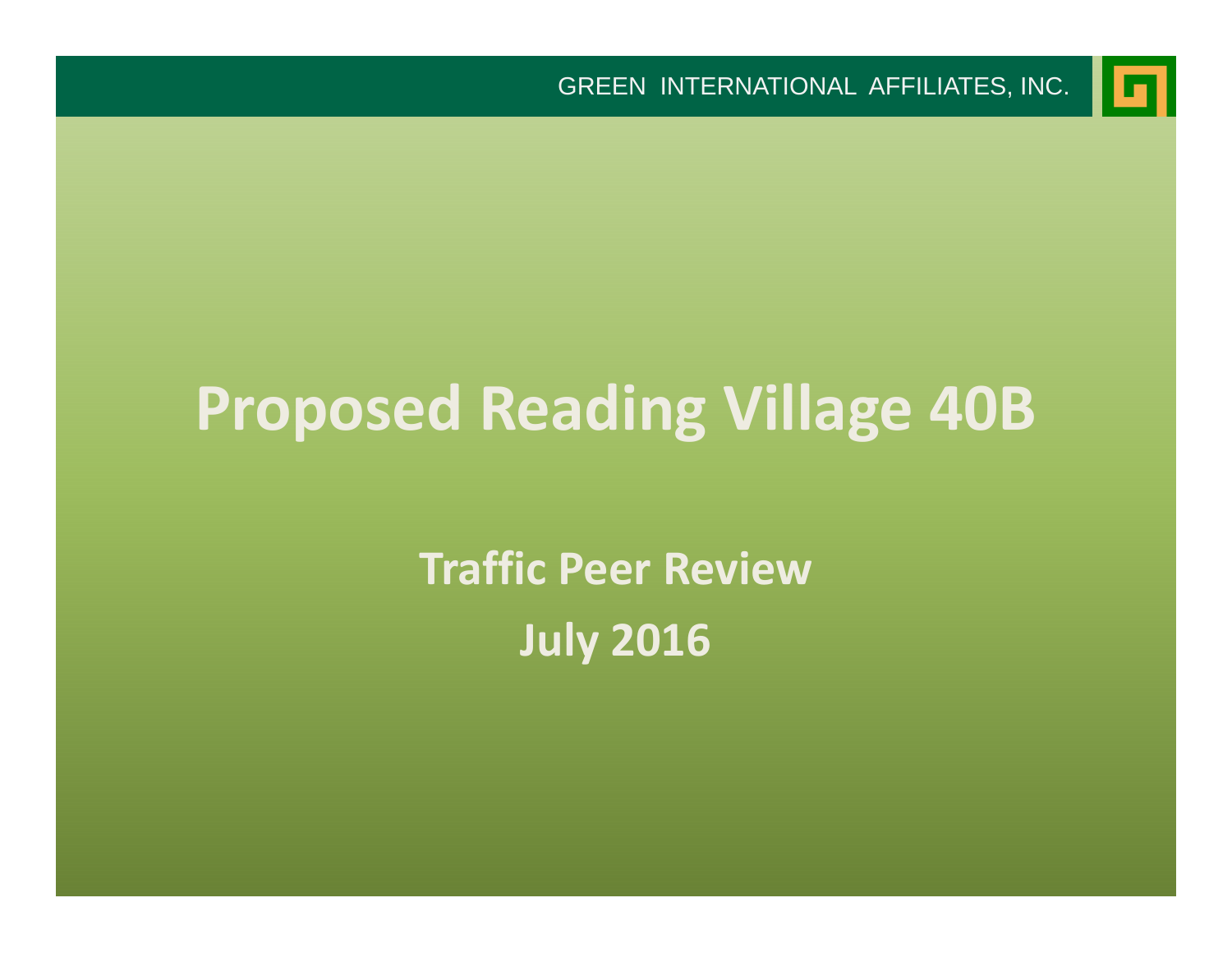GREEN INTERNATIONAL AFFILIATES, INC.

# Proposed Reading Village 40B

## Traffic Peer Review

## July 2016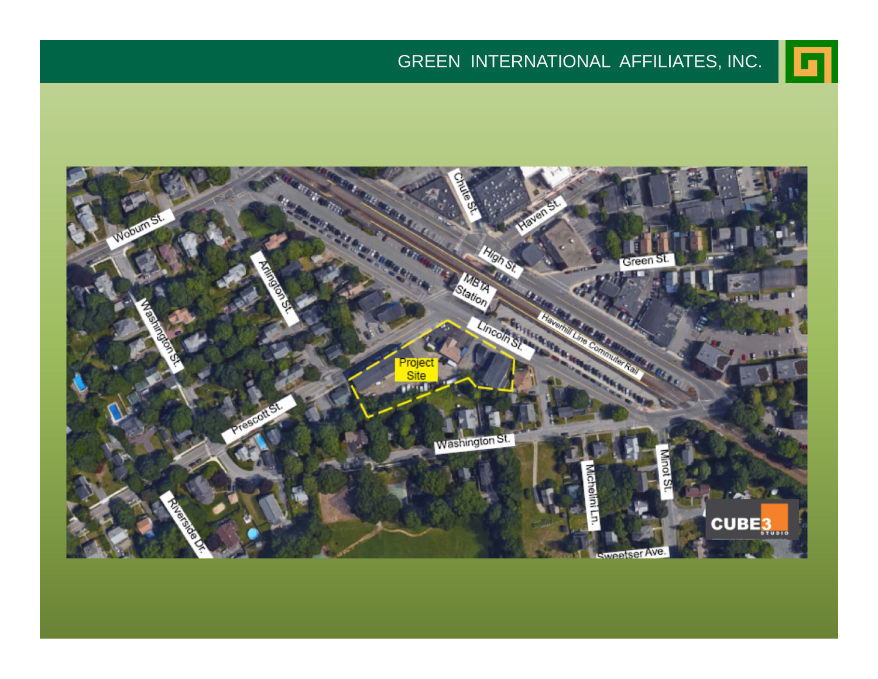GREEN INTERNATIONAL AFFILIATES, INC.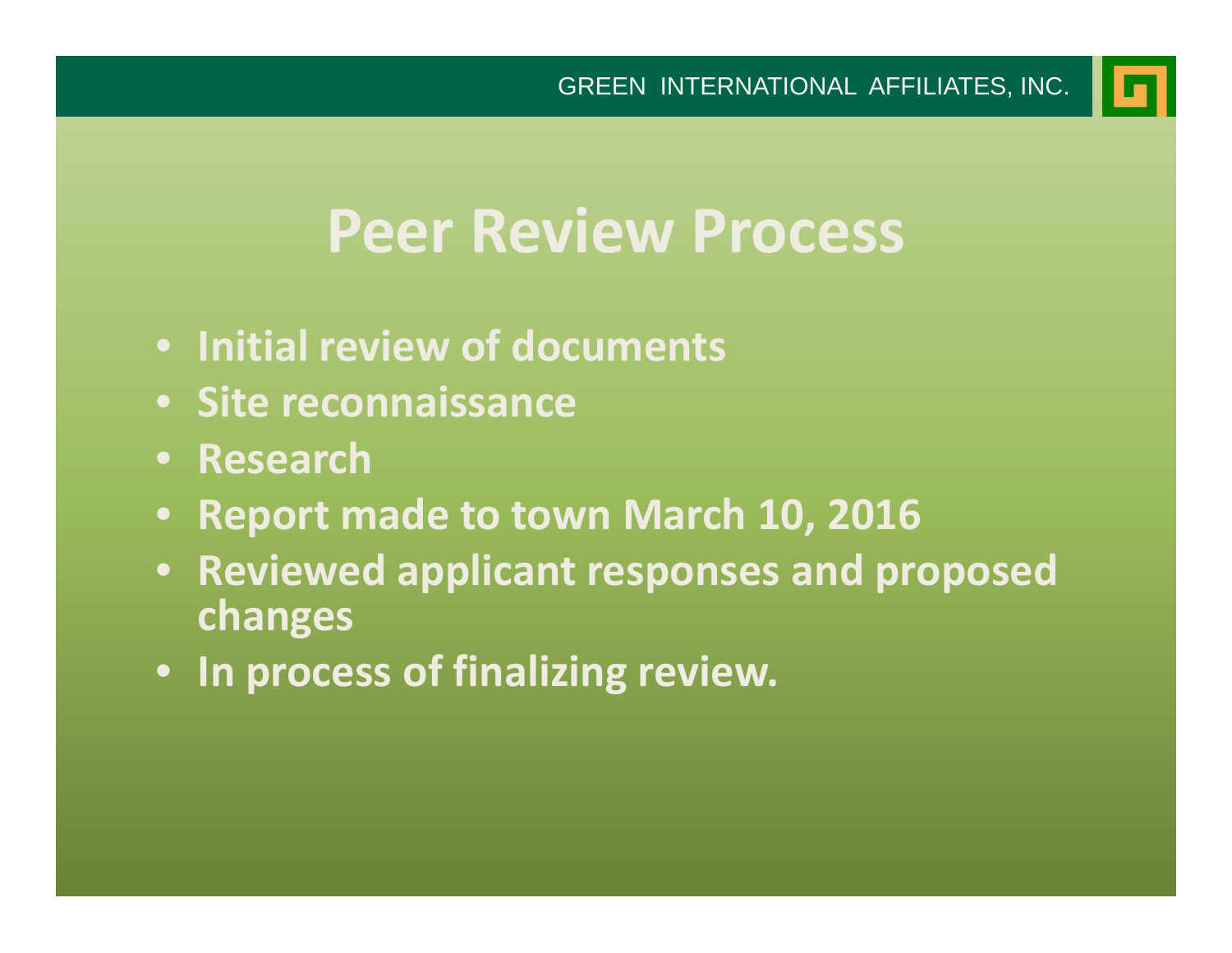# Peer Review Process

- **Initial review of documents**
- **Site reconnaissance**
- **Research**
- **Report made to town March 10, 2016**
- **Reviewed applicant responses and proposed changes**
- **In process of finalizing review.**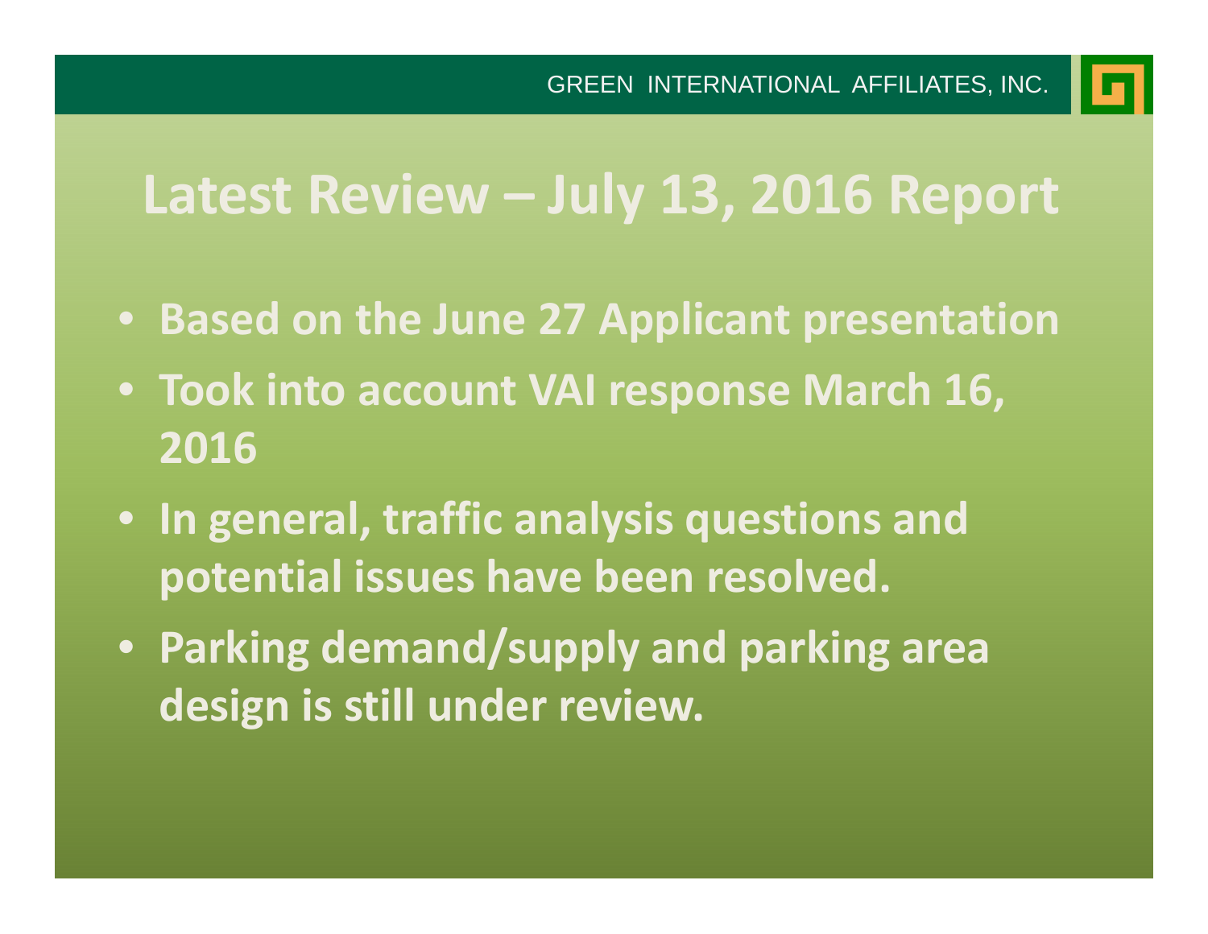# Latest Review – July 13, 2016 Report

- **Based on the June 27 Applicant presentation**
- **Took into account VAI response March 16, 2016**
- **In general, traffic analysis questions and potential issues have been resolved.**
- **Parking demand/supply and parking area design is still under review.**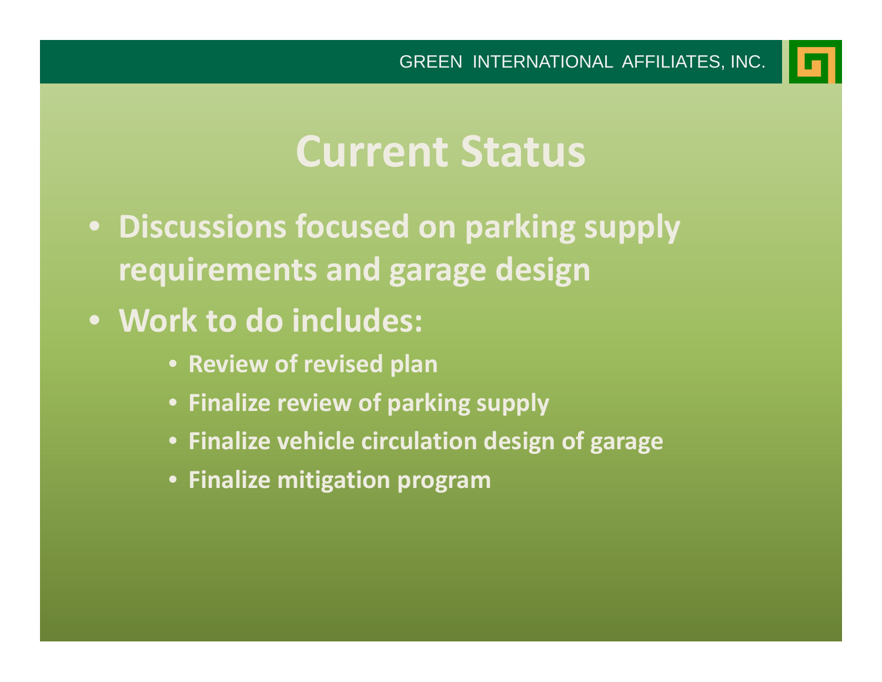# Current Status

- Discussions focused on parking supply requirements and garage design
- Work to do includes:
  - Review of revised plan
  - Finalize review of parking supply
  - Finalize vehicle circulation design of garage
  - Finalize mitigation program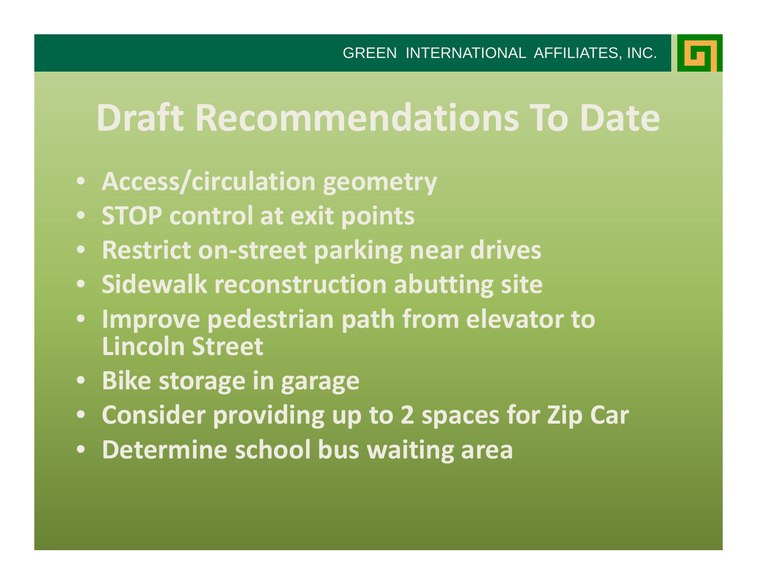# Draft Recommendations To Date

- **Access/circulation geometry**
- **STOP control at exit points**
- **Restrict on-street parking near drives**
- **Sidewalk reconstruction abutting site**
- **Improve pedestrian path from elevator to Lincoln Street**
- **Bike storage in garage**
- **Consider providing up to 2 spaces for Zip Car**
- **Determine school bus waiting area**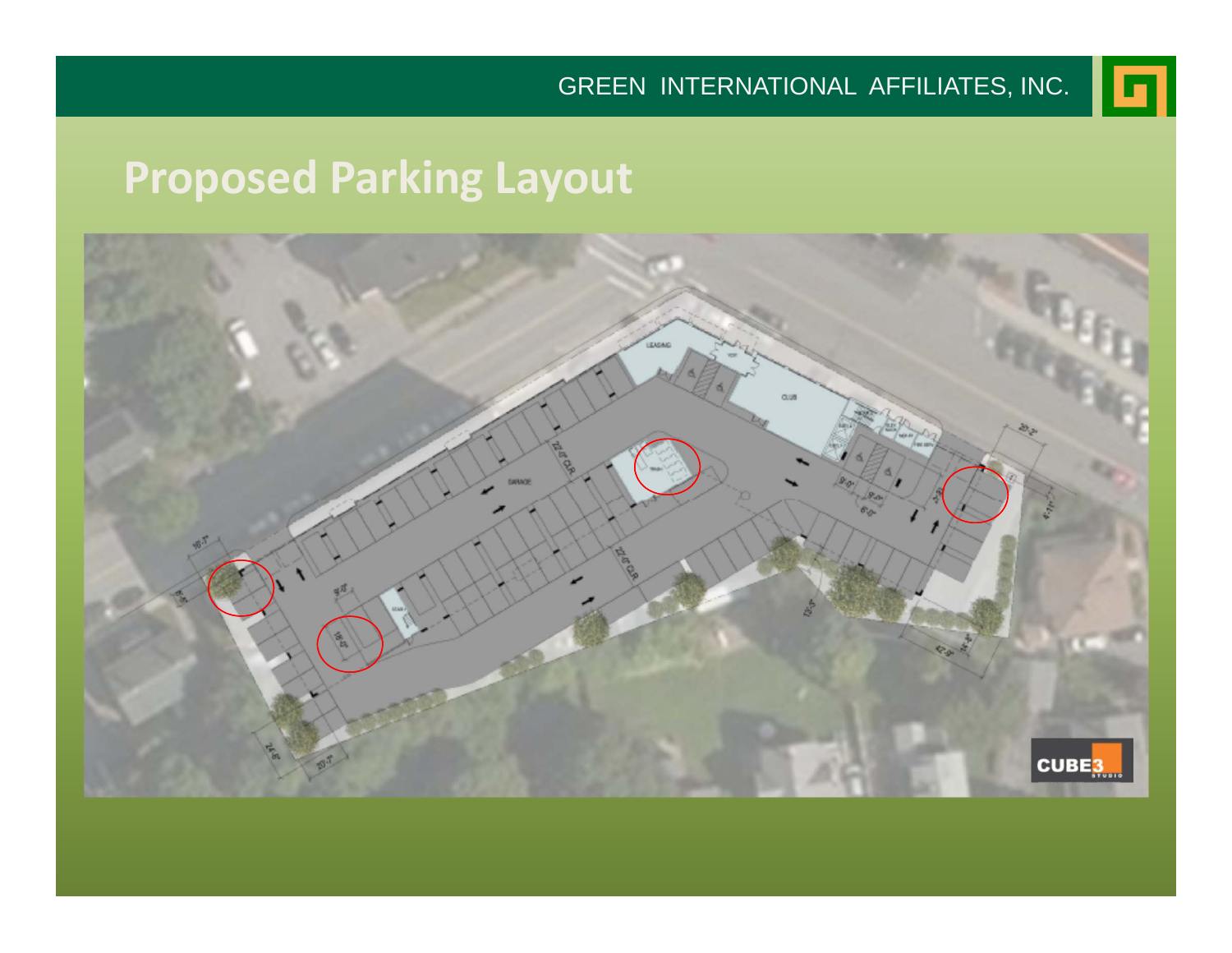# Proposed Parking Layout